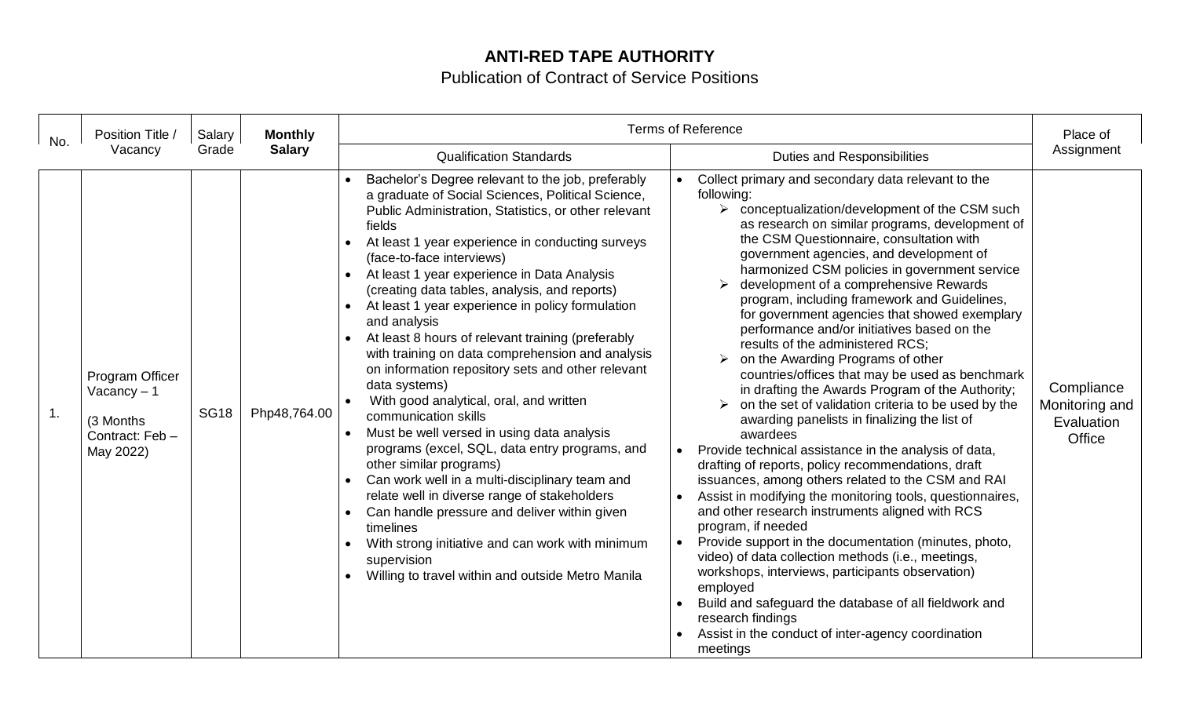# ANTI-RED TAPE AUTHORITY

Publication of Contract of Service Positions

| No. | Position Title / Vacancy | Salary Grade | **Monthly Salary** | Terms of Reference | | Place of Assignment |
|---|---|---|---|---|---|---|
| | | | | Qualification Standards | Duties and Responsibilities | |
| 1. | Program Officer Vacancy – 1<br><br>(3 Months Contract: Feb – May 2022) | SG18 | Php48,764.00 | • Bachelor's Degree relevant to the job, preferably a graduate of Social Sciences, Political Science, Public Administration, Statistics, or other relevant fields<br>• At least 1 year experience in conducting surveys (face-to-face interviews)<br>• At least 1 year experience in Data Analysis (creating data tables, analysis, and reports)<br>• At least 1 year experience in policy formulation and analysis<br>• At least 8 hours of relevant training (preferably with training on data comprehension and analysis on information repository sets and other relevant data systems)<br>• With good analytical, oral, and written communication skills<br>• Must be well versed in using data analysis programs (excel, SQL, data entry programs, and other similar programs)<br>• Can work well in a multi-disciplinary team and relate well in diverse range of stakeholders<br>• Can handle pressure and deliver within given timelines<br>• With strong initiative and can work with minimum supervision<br>• Willing to travel within and outside Metro Manila | • Collect primary and secondary data relevant to the following:<br>➢ conceptualization/development of the CSM such as research on similar programs, development of the CSM Questionnaire, consultation with government agencies, and development of harmonized CSM policies in government service<br>➢ development of a comprehensive Rewards program, including framework and Guidelines, for government agencies that showed exemplary performance and/or initiatives based on the results of the administered RCS;<br>➢ on the Awarding Programs of other countries/offices that may be used as benchmark in drafting the Awards Program of the Authority;<br>➢ on the set of validation criteria to be used by the awarding panelists in finalizing the list of awardees<br>• Provide technical assistance in the analysis of data, drafting of reports, policy recommendations, draft issuances, among others related to the CSM and RAI<br>• Assist in modifying the monitoring tools, questionnaires, and other research instruments aligned with RCS program, if needed<br>• Provide support in the documentation (minutes, photo, video) of data collection methods (i.e., meetings, workshops, interviews, participants observation) employed<br>• Build and safeguard the database of all fieldwork and research findings<br>• Assist in the conduct of inter-agency coordination meetings | Compliance Monitoring and Evaluation Office |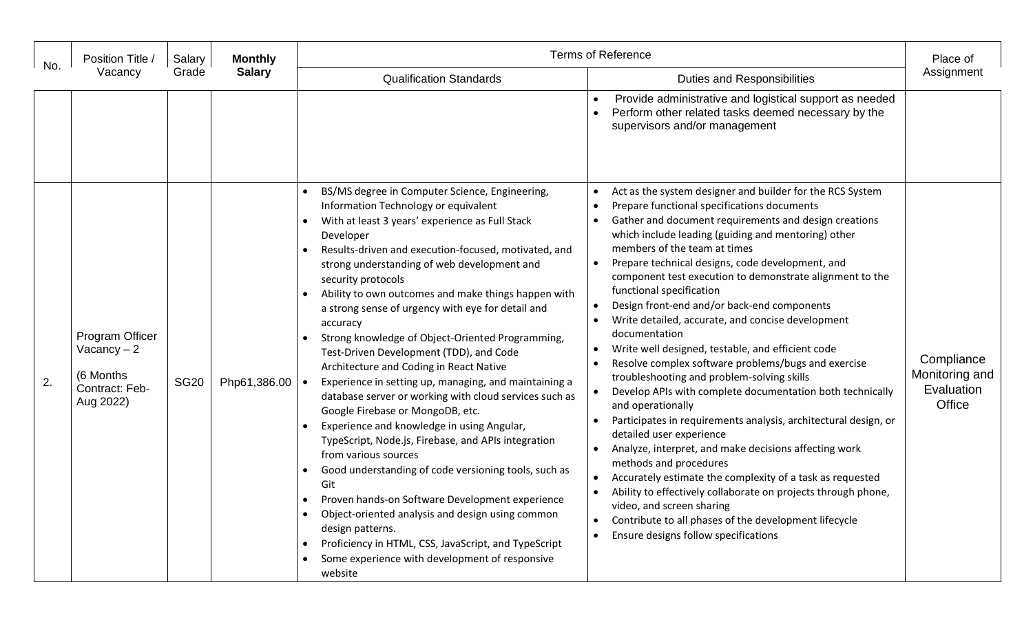| No. | Position Title / Vacancy | Salary Grade | **Monthly Salary** | Terms of Reference | | Place of Assignment |
|---|---|---|---|---|---|---|
| | | | | Qualification Standards | Duties and Responsibilities | |
| | | | | | • Provide administrative and logistical support as needed<br>• Perform other related tasks deemed necessary by the supervisors and/or management | |
| 2. | Program Officer Vacancy – 2<br><br>(6 Months Contract: Feb-Aug 2022) | SG20 | Php61,386.00 | • BS/MS degree in Computer Science, Engineering, Information Technology or equivalent<br>• With at least 3 years' experience as Full Stack Developer<br>• Results-driven and execution-focused, motivated, and strong understanding of web development and security protocols<br>• Ability to own outcomes and make things happen with a strong sense of urgency with eye for detail and accuracy<br>• Strong knowledge of Object-Oriented Programming, Test-Driven Development (TDD), and Code Architecture and Coding in React Native<br>• Experience in setting up, managing, and maintaining a database server or working with cloud services such as Google Firebase or MongoDB, etc.<br>• Experience and knowledge in using Angular, TypeScript, Node.js, Firebase, and APIs integration from various sources<br>• Good understanding of code versioning tools, such as Git<br>• Proven hands-on Software Development experience<br>• Object-oriented analysis and design using common design patterns.<br>• Proficiency in HTML, CSS, JavaScript, and TypeScript<br>• Some experience with development of responsive website | • Act as the system designer and builder for the RCS System<br>• Prepare functional specifications documents<br>• Gather and document requirements and design creations which include leading (guiding and mentoring) other members of the team at times<br>• Prepare technical designs, code development, and component test execution to demonstrate alignment to the functional specification<br>• Design front-end and/or back-end components<br>• Write detailed, accurate, and concise development documentation<br>• Write well designed, testable, and efficient code<br>• Resolve complex software problems/bugs and exercise troubleshooting and problem-solving skills<br>• Develop APIs with complete documentation both technically and operationally<br>• Participates in requirements analysis, architectural design, or detailed user experience<br>• Analyze, interpret, and make decisions affecting work methods and procedures<br>• Accurately estimate the complexity of a task as requested<br>• Ability to effectively collaborate on projects through phone, video, and screen sharing<br>• Contribute to all phases of the development lifecycle<br>• Ensure designs follow specifications | Compliance Monitoring and Evaluation Office |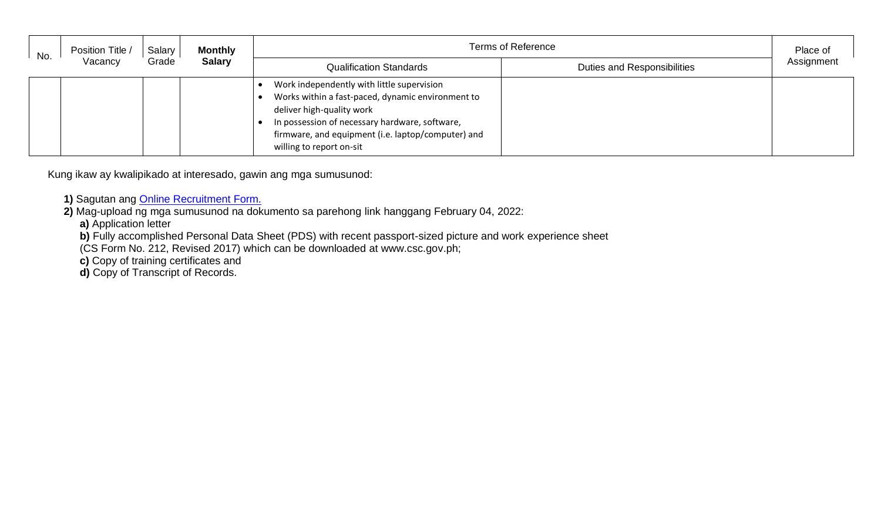| No. | Position Title / Vacancy | Salary Grade | Monthly Salary | Terms of Reference | | Place of Assignment |
|---|---|---|---|---|---|---|
| | | | | Qualification Standards | Duties and Responsibilities | |
| | | | | • Work independently with little supervision<br>• Works within a fast-paced, dynamic environment to deliver high-quality work<br>• In possession of necessary hardware, software, firmware, and equipment (i.e. laptop/computer) and willing to report on-sit | | |

Kung ikaw ay kwalipikado at interesado, gawin ang mga sumusunod:

**1)** Sagutan ang Online Recruitment Form.

**2)** Mag-upload ng mga sumusunod na dokumento sa parehong link hanggang February 04, 2022:

**a)** Application letter

**b)** Fully accomplished Personal Data Sheet (PDS) with recent passport-sized picture and work experience sheet (CS Form No. 212, Revised 2017) which can be downloaded at www.csc.gov.ph;

**c)** Copy of training certificates and

**d)** Copy of Transcript of Records.